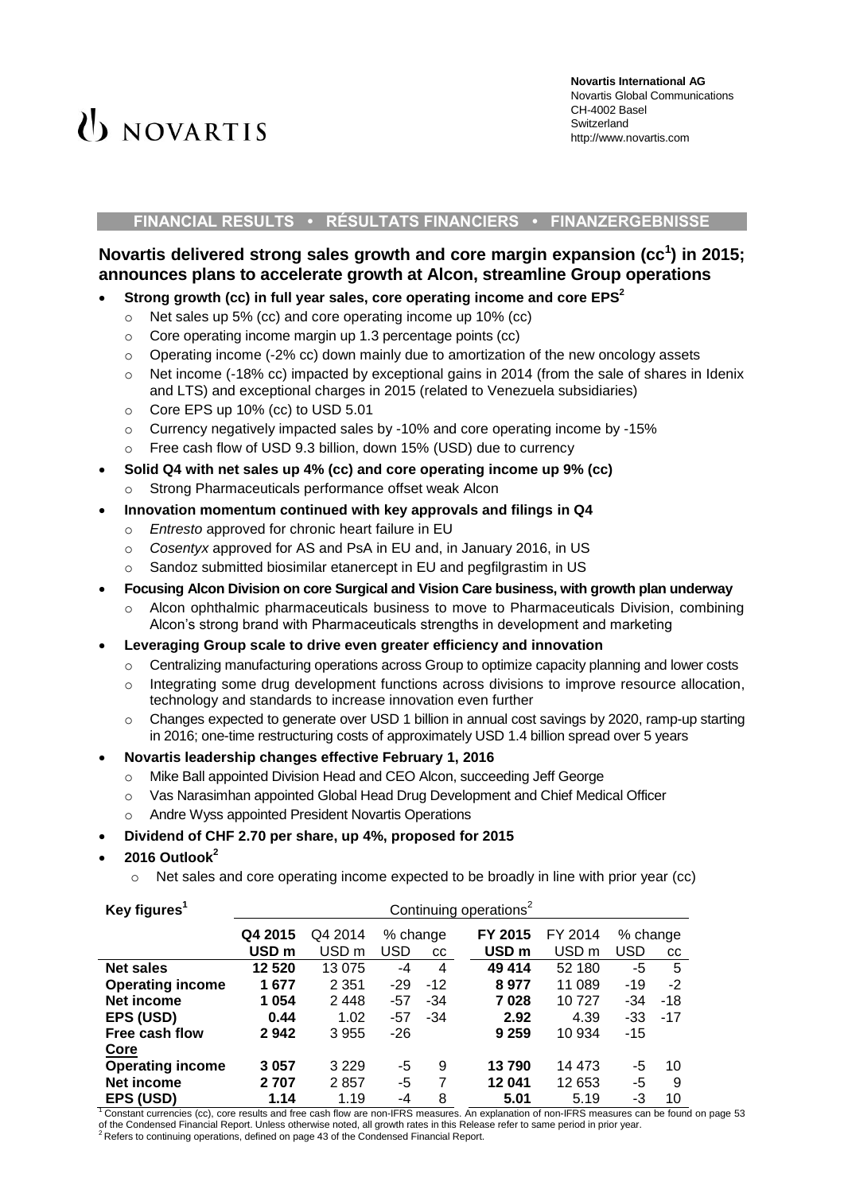NOVARTIS

**Novartis International AG**
Novartis Global Communications
CH-4002 Basel
Switzerland
http://www.novartis.com

**FINANCIAL RESULTS • RÉSULTATS FINANCIERS • FINANZERGEBNISSE**

## Novartis delivered strong sales growth and core margin expansion (cc[1]) in 2015; announces plans to accelerate growth at Alcon, streamline Group operations

- **Strong growth (cc) in full year sales, core operating income and core EPS[2]**
  - Net sales up 5% (cc) and core operating income up 10% (cc)
  - Core operating income margin up 1.3 percentage points (cc)
  - Operating income (-2% cc) down mainly due to amortization of the new oncology assets
  - Net income (-18% cc) impacted by exceptional gains in 2014 (from the sale of shares in Idenix and LTS) and exceptional charges in 2015 (related to Venezuela subsidiaries)
  - Core EPS up 10% (cc) to USD 5.01
  - Currency negatively impacted sales by -10% and core operating income by -15%
  - Free cash flow of USD 9.3 billion, down 15% (USD) due to currency
- **Solid Q4 with net sales up 4% (cc) and core operating income up 9% (cc)**
  - Strong Pharmaceuticals performance offset weak Alcon
- **Innovation momentum continued with key approvals and filings in Q4**
  - *Entresto* approved for chronic heart failure in EU
  - *Cosentyx* approved for AS and PsA in EU and, in January 2016, in US
  - Sandoz submitted biosimilar etanercept in EU and pegfilgrastim in US
- **Focusing Alcon Division on core Surgical and Vision Care business, with growth plan underway**
  - Alcon ophthalmic pharmaceuticals business to move to Pharmaceuticals Division, combining Alcon's strong brand with Pharmaceuticals strengths in development and marketing
- **Leveraging Group scale to drive even greater efficiency and innovation**
  - Centralizing manufacturing operations across Group to optimize capacity planning and lower costs
  - Integrating some drug development functions across divisions to improve resource allocation, technology and standards to increase innovation even further
  - Changes expected to generate over USD 1 billion in annual cost savings by 2020, ramp-up starting in 2016; one-time restructuring costs of approximately USD 1.4 billion spread over 5 years
- **Novartis leadership changes effective February 1, 2016**
  - Mike Ball appointed Division Head and CEO Alcon, succeeding Jeff George
  - Vas Narasimhan appointed Global Head Drug Development and Chief Medical Officer
  - Andre Wyss appointed President Novartis Operations
- **Dividend of CHF 2.70 per share, up 4%, proposed for 2015**
- **2016 Outlook[2]**
  - Net sales and core operating income expected to be broadly in line with prior year (cc)

| Key figures[1] | Continuing operations[2] | | | | | | | |
|---|---|---|---|---|---|---|---|---|
| | **Q4 2015** | Q4 2014 | % change | | **FY 2015** | FY 2014 | % change | |
| | **USD m** | USD m | USD | cc | **USD m** | USD m | USD | cc |
| **Net sales** | **12 520** | 13 075 | -4 | 4 | **49 414** | 52 180 | -5 | 5 |
| **Operating income** | **1 677** | 2 351 | -29 | -12 | **8 977** | 11 089 | -19 | -2 |
| **Net income** | **1 054** | 2 448 | -57 | -34 | **7 028** | 10 727 | -34 | -18 |
| **EPS (USD)** | **0.44** | 1.02 | -57 | -34 | **2.92** | 4.39 | -33 | -17 |
| **Free cash flow** | **2 942** | 3 955 | -26 | | **9 259** | 10 934 | -15 | |
| **Core** | | | | | | | | |
| **Operating income** | **3 057** | 3 229 | -5 | 9 | **13 790** | 14 473 | -5 | 10 |
| **Net income** | **2 707** | 2 857 | -5 | 7 | **12 041** | 12 653 | -5 | 9 |
| **EPS (USD)** | **1.14** | 1.19 | -4 | 8 | **5.01** | 5.19 | -3 | 10 |

[1] Constant currencies (cc), core results and free cash flow are non-IFRS measures. An explanation of non-IFRS measures can be found on page 53 of the Condensed Financial Report. Unless otherwise noted, all growth rates in this Release refer to same period in prior year.
[2] Refers to continuing operations, defined on page 43 of the Condensed Financial Report.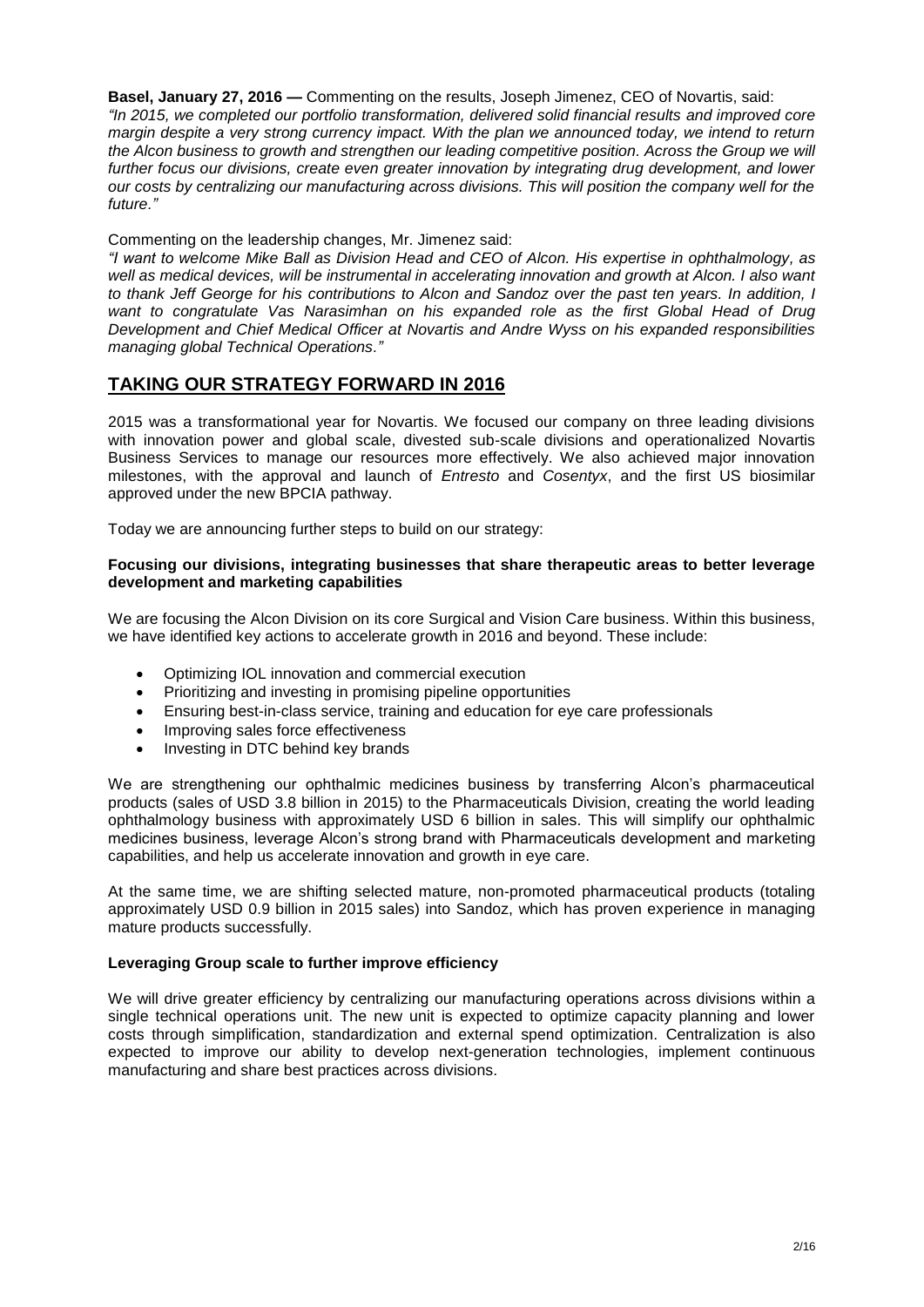**Basel, January 27, 2016 —** Commenting on the results, Joseph Jimenez, CEO of Novartis, said:
*"In 2015, we completed our portfolio transformation, delivered solid financial results and improved core margin despite a very strong currency impact. With the plan we announced today, we intend to return the Alcon business to growth and strengthen our leading competitive position. Across the Group we will further focus our divisions, create even greater innovation by integrating drug development, and lower our costs by centralizing our manufacturing across divisions. This will position the company well for the future."*

Commenting on the leadership changes, Mr. Jimenez said:
*"I want to welcome Mike Ball as Division Head and CEO of Alcon. His expertise in ophthalmology, as well as medical devices, will be instrumental in accelerating innovation and growth at Alcon. I also want to thank Jeff George for his contributions to Alcon and Sandoz over the past ten years. In addition, I want to congratulate Vas Narasimhan on his expanded role as the first Global Head of Drug Development and Chief Medical Officer at Novartis and Andre Wyss on his expanded responsibilities managing global Technical Operations."*

## TAKING OUR STRATEGY FORWARD IN 2016

2015 was a transformational year for Novartis. We focused our company on three leading divisions with innovation power and global scale, divested sub-scale divisions and operationalized Novartis Business Services to manage our resources more effectively. We also achieved major innovation milestones, with the approval and launch of *Entresto* and *Cosentyx*, and the first US biosimilar approved under the new BPCIA pathway.

Today we are announcing further steps to build on our strategy:

**Focusing our divisions, integrating businesses that share therapeutic areas to better leverage development and marketing capabilities**

We are focusing the Alcon Division on its core Surgical and Vision Care business. Within this business, we have identified key actions to accelerate growth in 2016 and beyond. These include:

- Optimizing IOL innovation and commercial execution
- Prioritizing and investing in promising pipeline opportunities
- Ensuring best-in-class service, training and education for eye care professionals
- Improving sales force effectiveness
- Investing in DTC behind key brands

We are strengthening our ophthalmic medicines business by transferring Alcon's pharmaceutical products (sales of USD 3.8 billion in 2015) to the Pharmaceuticals Division, creating the world leading ophthalmology business with approximately USD 6 billion in sales. This will simplify our ophthalmic medicines business, leverage Alcon's strong brand with Pharmaceuticals development and marketing capabilities, and help us accelerate innovation and growth in eye care.

At the same time, we are shifting selected mature, non-promoted pharmaceutical products (totaling approximately USD 0.9 billion in 2015 sales) into Sandoz, which has proven experience in managing mature products successfully.

**Leveraging Group scale to further improve efficiency**

We will drive greater efficiency by centralizing our manufacturing operations across divisions within a single technical operations unit. The new unit is expected to optimize capacity planning and lower costs through simplification, standardization and external spend optimization. Centralization is also expected to improve our ability to develop next-generation technologies, implement continuous manufacturing and share best practices across divisions.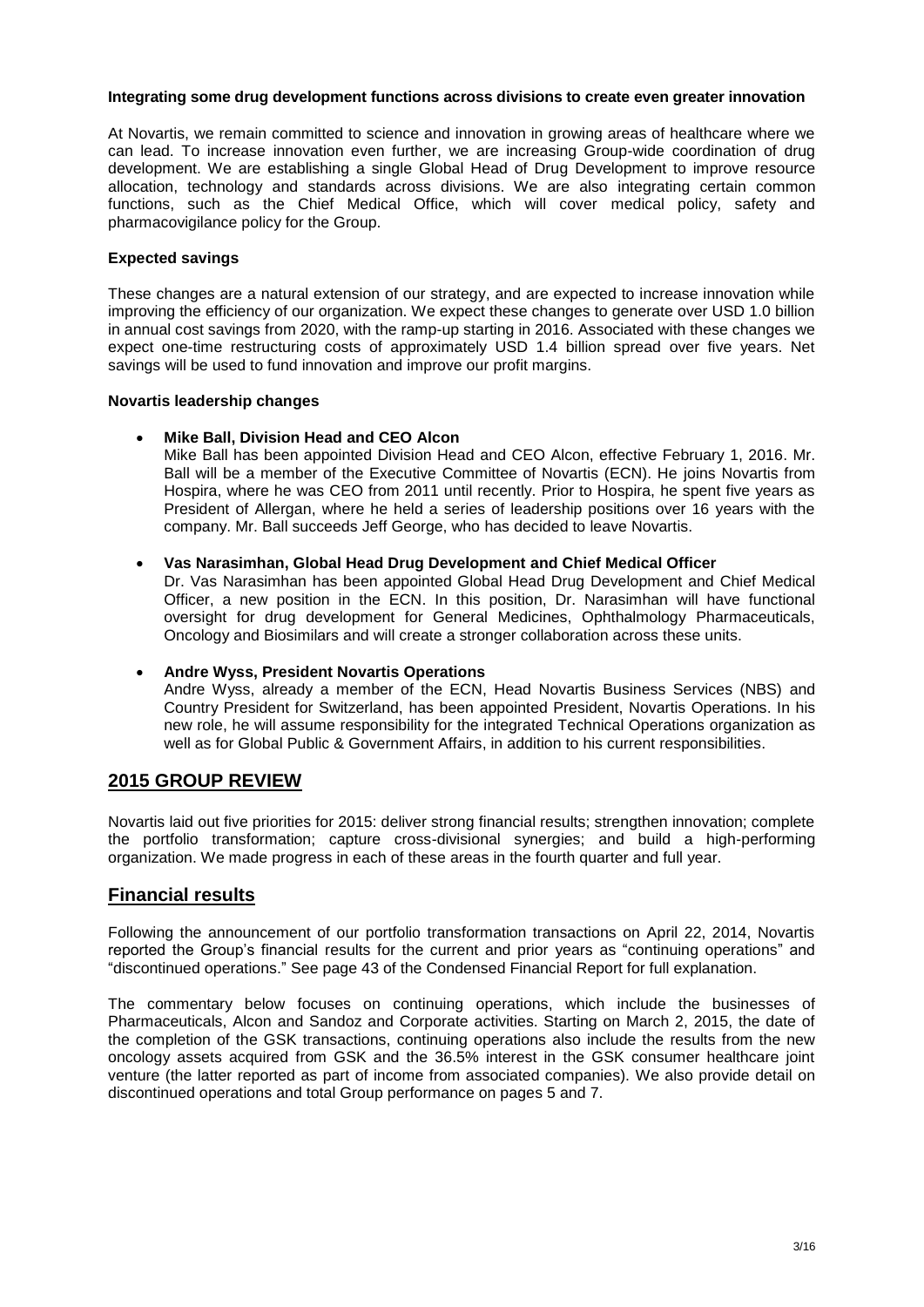**Integrating some drug development functions across divisions to create even greater innovation**

At Novartis, we remain committed to science and innovation in growing areas of healthcare where we can lead. To increase innovation even further, we are increasing Group-wide coordination of drug development. We are establishing a single Global Head of Drug Development to improve resource allocation, technology and standards across divisions. We are also integrating certain common functions, such as the Chief Medical Office, which will cover medical policy, safety and pharmacovigilance policy for the Group.

**Expected savings**

These changes are a natural extension of our strategy, and are expected to increase innovation while improving the efficiency of our organization. We expect these changes to generate over USD 1.0 billion in annual cost savings from 2020, with the ramp-up starting in 2016. Associated with these changes we expect one-time restructuring costs of approximately USD 1.4 billion spread over five years. Net savings will be used to fund innovation and improve our profit margins.

**Novartis leadership changes**

- **Mike Ball, Division Head and CEO Alcon**
  Mike Ball has been appointed Division Head and CEO Alcon, effective February 1, 2016. Mr. Ball will be a member of the Executive Committee of Novartis (ECN). He joins Novartis from Hospira, where he was CEO from 2011 until recently. Prior to Hospira, he spent five years as President of Allergan, where he held a series of leadership positions over 16 years with the company. Mr. Ball succeeds Jeff George, who has decided to leave Novartis.

- **Vas Narasimhan, Global Head Drug Development and Chief Medical Officer**
  Dr. Vas Narasimhan has been appointed Global Head Drug Development and Chief Medical Officer, a new position in the ECN. In this position, Dr. Narasimhan will have functional oversight for drug development for General Medicines, Ophthalmology Pharmaceuticals, Oncology and Biosimilars and will create a stronger collaboration across these units.

- **Andre Wyss, President Novartis Operations**
  Andre Wyss, already a member of the ECN, Head Novartis Business Services (NBS) and Country President for Switzerland, has been appointed President, Novartis Operations. In his new role, he will assume responsibility for the integrated Technical Operations organization as well as for Global Public & Government Affairs, in addition to his current responsibilities.

## 2015 GROUP REVIEW

Novartis laid out five priorities for 2015: deliver strong financial results; strengthen innovation; complete the portfolio transformation; capture cross-divisional synergies; and build a high-performing organization. We made progress in each of these areas in the fourth quarter and full year.

## Financial results

Following the announcement of our portfolio transformation transactions on April 22, 2014, Novartis reported the Group's financial results for the current and prior years as "continuing operations" and "discontinued operations." See page 43 of the Condensed Financial Report for full explanation.

The commentary below focuses on continuing operations, which include the businesses of Pharmaceuticals, Alcon and Sandoz and Corporate activities. Starting on March 2, 2015, the date of the completion of the GSK transactions, continuing operations also include the results from the new oncology assets acquired from GSK and the 36.5% interest in the GSK consumer healthcare joint venture (the latter reported as part of income from associated companies). We also provide detail on discontinued operations and total Group performance on pages 5 and 7.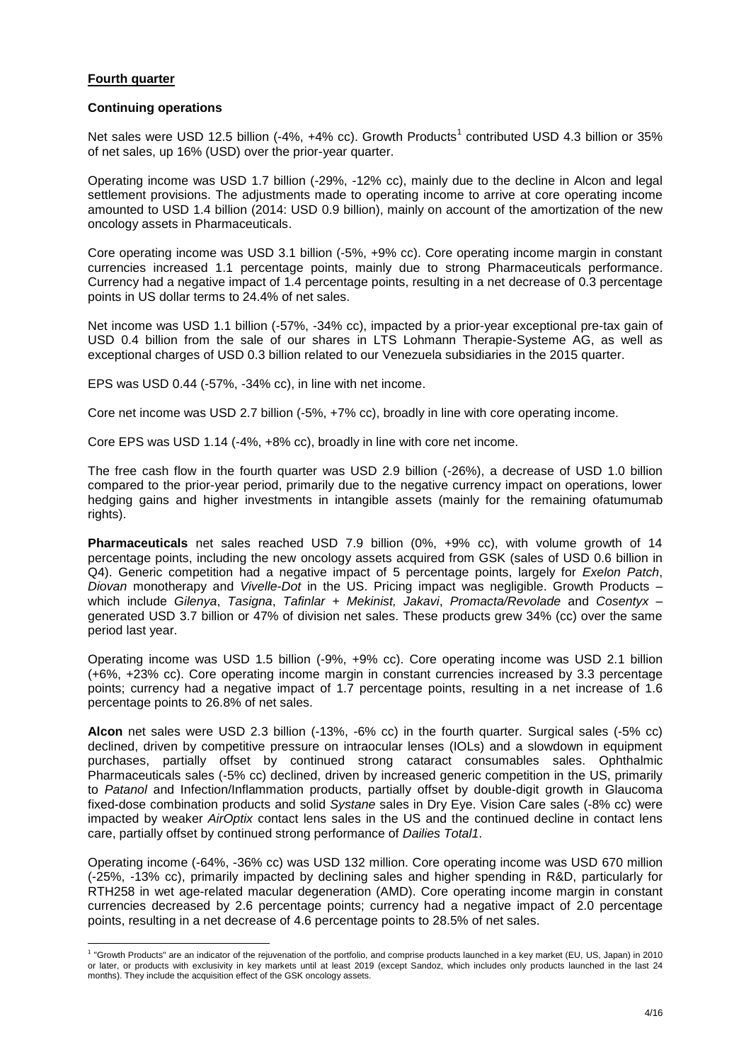## **Fourth quarter**

### **Continuing operations**

Net sales were USD 12.5 billion (-4%, +4% cc). Growth Products[1] contributed USD 4.3 billion or 35% of net sales, up 16% (USD) over the prior-year quarter.

Operating income was USD 1.7 billion (-29%, -12% cc), mainly due to the decline in Alcon and legal settlement provisions. The adjustments made to operating income to arrive at core operating income amounted to USD 1.4 billion (2014: USD 0.9 billion), mainly on account of the amortization of the new oncology assets in Pharmaceuticals.

Core operating income was USD 3.1 billion (-5%, +9% cc). Core operating income margin in constant currencies increased 1.1 percentage points, mainly due to strong Pharmaceuticals performance. Currency had a negative impact of 1.4 percentage points, resulting in a net decrease of 0.3 percentage points in US dollar terms to 24.4% of net sales.

Net income was USD 1.1 billion (-57%, -34% cc), impacted by a prior-year exceptional pre-tax gain of USD 0.4 billion from the sale of our shares in LTS Lohmann Therapie-Systeme AG, as well as exceptional charges of USD 0.3 billion related to our Venezuela subsidiaries in the 2015 quarter.

EPS was USD 0.44 (-57%, -34% cc), in line with net income.

Core net income was USD 2.7 billion (-5%, +7% cc), broadly in line with core operating income.

Core EPS was USD 1.14 (-4%, +8% cc), broadly in line with core net income.

The free cash flow in the fourth quarter was USD 2.9 billion (-26%), a decrease of USD 1.0 billion compared to the prior-year period, primarily due to the negative currency impact on operations, lower hedging gains and higher investments in intangible assets (mainly for the remaining ofatumumab rights).

**Pharmaceuticals** net sales reached USD 7.9 billion (0%, +9% cc), with volume growth of 14 percentage points, including the new oncology assets acquired from GSK (sales of USD 0.6 billion in Q4). Generic competition had a negative impact of 5 percentage points, largely for *Exelon Patch*, *Diovan* monotherapy and *Vivelle-Dot* in the US. Pricing impact was negligible. Growth Products – which include *Gilenya*, *Tasigna*, *Tafinlar + Mekinist, Jakavi*, *Promacta/Revolade* and *Cosentyx* – generated USD 3.7 billion or 47% of division net sales. These products grew 34% (cc) over the same period last year.

Operating income was USD 1.5 billion (-9%, +9% cc). Core operating income was USD 2.1 billion (+6%, +23% cc). Core operating income margin in constant currencies increased by 3.3 percentage points; currency had a negative impact of 1.7 percentage points, resulting in a net increase of 1.6 percentage points to 26.8% of net sales.

**Alcon** net sales were USD 2.3 billion (-13%, -6% cc) in the fourth quarter. Surgical sales (-5% cc) declined, driven by competitive pressure on intraocular lenses (IOLs) and a slowdown in equipment purchases, partially offset by continued strong cataract consumables sales. Ophthalmic Pharmaceuticals sales (-5% cc) declined, driven by increased generic competition in the US, primarily to *Patanol* and Infection/Inflammation products, partially offset by double-digit growth in Glaucoma fixed-dose combination products and solid *Systane* sales in Dry Eye. Vision Care sales (-8% cc) were impacted by weaker *AirOptix* contact lens sales in the US and the continued decline in contact lens care, partially offset by continued strong performance of *Dailies Total1*.

Operating income (-64%, -36% cc) was USD 132 million. Core operating income was USD 670 million (-25%, -13% cc), primarily impacted by declining sales and higher spending in R&D, particularly for RTH258 in wet age-related macular degeneration (AMD). Core operating income margin in constant currencies decreased by 2.6 percentage points; currency had a negative impact of 2.0 percentage points, resulting in a net decrease of 4.6 percentage points to 28.5% of net sales.

---

[1] "Growth Products" are an indicator of the rejuvenation of the portfolio, and comprise products launched in a key market (EU, US, Japan) in 2010 or later, or products with exclusivity in key markets until at least 2019 (except Sandoz, which includes only products launched in the last 24 months). They include the acquisition effect of the GSK oncology assets.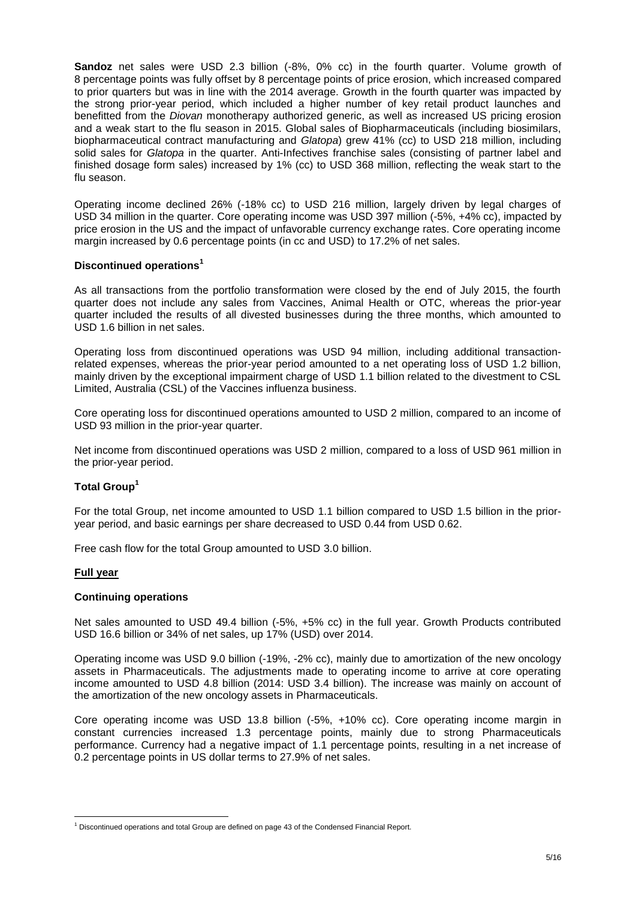**Sandoz** net sales were USD 2.3 billion (-8%, 0% cc) in the fourth quarter. Volume growth of 8 percentage points was fully offset by 8 percentage points of price erosion, which increased compared to prior quarters but was in line with the 2014 average. Growth in the fourth quarter was impacted by the strong prior-year period, which included a higher number of key retail product launches and benefitted from the *Diovan* monotherapy authorized generic, as well as increased US pricing erosion and a weak start to the flu season in 2015. Global sales of Biopharmaceuticals (including biosimilars, biopharmaceutical contract manufacturing and *Glatopa*) grew 41% (cc) to USD 218 million, including solid sales for *Glatopa* in the quarter. Anti-Infectives franchise sales (consisting of partner label and finished dosage form sales) increased by 1% (cc) to USD 368 million, reflecting the weak start to the flu season.

Operating income declined 26% (-18% cc) to USD 216 million, largely driven by legal charges of USD 34 million in the quarter. Core operating income was USD 397 million (-5%, +4% cc), impacted by price erosion in the US and the impact of unfavorable currency exchange rates. Core operating income margin increased by 0.6 percentage points (in cc and USD) to 17.2% of net sales.

**Discontinued operations[1]**

As all transactions from the portfolio transformation were closed by the end of July 2015, the fourth quarter does not include any sales from Vaccines, Animal Health or OTC, whereas the prior-year quarter included the results of all divested businesses during the three months, which amounted to USD 1.6 billion in net sales.

Operating loss from discontinued operations was USD 94 million, including additional transaction-related expenses, whereas the prior-year period amounted to a net operating loss of USD 1.2 billion, mainly driven by the exceptional impairment charge of USD 1.1 billion related to the divestment to CSL Limited, Australia (CSL) of the Vaccines influenza business.

Core operating loss for discontinued operations amounted to USD 2 million, compared to an income of USD 93 million in the prior-year quarter.

Net income from discontinued operations was USD 2 million, compared to a loss of USD 961 million in the prior-year period.

**Total Group[1]**

For the total Group, net income amounted to USD 1.1 billion compared to USD 1.5 billion in the prior-year period, and basic earnings per share decreased to USD 0.44 from USD 0.62.

Free cash flow for the total Group amounted to USD 3.0 billion.

**Full year**

**Continuing operations**

Net sales amounted to USD 49.4 billion (-5%, +5% cc) in the full year. Growth Products contributed USD 16.6 billion or 34% of net sales, up 17% (USD) over 2014.

Operating income was USD 9.0 billion (-19%, -2% cc), mainly due to amortization of the new oncology assets in Pharmaceuticals. The adjustments made to operating income to arrive at core operating income amounted to USD 4.8 billion (2014: USD 3.4 billion). The increase was mainly on account of the amortization of the new oncology assets in Pharmaceuticals.

Core operating income was USD 13.8 billion (-5%, +10% cc). Core operating income margin in constant currencies increased 1.3 percentage points, mainly due to strong Pharmaceuticals performance. Currency had a negative impact of 1.1 percentage points, resulting in a net increase of 0.2 percentage points in US dollar terms to 27.9% of net sales.

[1] Discontinued operations and total Group are defined on page 43 of the Condensed Financial Report.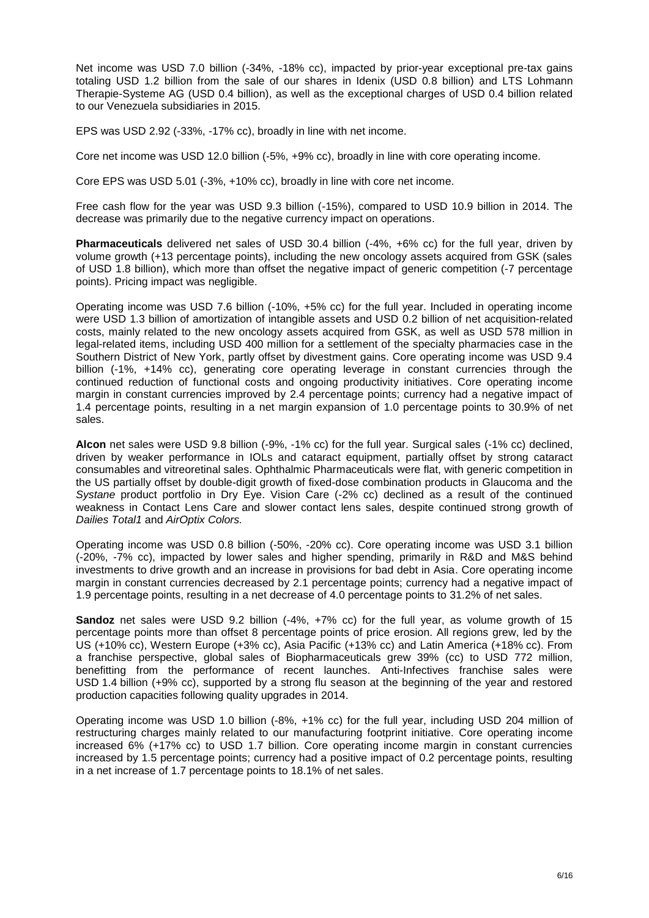Net income was USD 7.0 billion (-34%, -18% cc), impacted by prior-year exceptional pre-tax gains totaling USD 1.2 billion from the sale of our shares in Idenix (USD 0.8 billion) and LTS Lohmann Therapie-Systeme AG (USD 0.4 billion), as well as the exceptional charges of USD 0.4 billion related to our Venezuela subsidiaries in 2015.

EPS was USD 2.92 (-33%, -17% cc), broadly in line with net income.

Core net income was USD 12.0 billion (-5%, +9% cc), broadly in line with core operating income.

Core EPS was USD 5.01 (-3%, +10% cc), broadly in line with core net income.

Free cash flow for the year was USD 9.3 billion (-15%), compared to USD 10.9 billion in 2014. The decrease was primarily due to the negative currency impact on operations.

**Pharmaceuticals** delivered net sales of USD 30.4 billion (-4%, +6% cc) for the full year, driven by volume growth (+13 percentage points), including the new oncology assets acquired from GSK (sales of USD 1.8 billion), which more than offset the negative impact of generic competition (-7 percentage points). Pricing impact was negligible.

Operating income was USD 7.6 billion (-10%, +5% cc) for the full year. Included in operating income were USD 1.3 billion of amortization of intangible assets and USD 0.2 billion of net acquisition-related costs, mainly related to the new oncology assets acquired from GSK, as well as USD 578 million in legal-related items, including USD 400 million for a settlement of the specialty pharmacies case in the Southern District of New York, partly offset by divestment gains. Core operating income was USD 9.4 billion (-1%, +14% cc), generating core operating leverage in constant currencies through the continued reduction of functional costs and ongoing productivity initiatives. Core operating income margin in constant currencies improved by 2.4 percentage points; currency had a negative impact of 1.4 percentage points, resulting in a net margin expansion of 1.0 percentage points to 30.9% of net sales.

**Alcon** net sales were USD 9.8 billion (-9%, -1% cc) for the full year. Surgical sales (-1% cc) declined, driven by weaker performance in IOLs and cataract equipment, partially offset by strong cataract consumables and vitreoretinal sales. Ophthalmic Pharmaceuticals were flat, with generic competition in the US partially offset by double-digit growth of fixed-dose combination products in Glaucoma and the *Systane* product portfolio in Dry Eye. Vision Care (-2% cc) declined as a result of the continued weakness in Contact Lens Care and slower contact lens sales, despite continued strong growth of *Dailies Total1* and *AirOptix Colors.*

Operating income was USD 0.8 billion (-50%, -20% cc). Core operating income was USD 3.1 billion (-20%, -7% cc), impacted by lower sales and higher spending, primarily in R&D and M&S behind investments to drive growth and an increase in provisions for bad debt in Asia. Core operating income margin in constant currencies decreased by 2.1 percentage points; currency had a negative impact of 1.9 percentage points, resulting in a net decrease of 4.0 percentage points to 31.2% of net sales.

**Sandoz** net sales were USD 9.2 billion (-4%, +7% cc) for the full year, as volume growth of 15 percentage points more than offset 8 percentage points of price erosion. All regions grew, led by the US (+10% cc), Western Europe (+3% cc), Asia Pacific (+13% cc) and Latin America (+18% cc). From a franchise perspective, global sales of Biopharmaceuticals grew 39% (cc) to USD 772 million, benefitting from the performance of recent launches. Anti-Infectives franchise sales were USD 1.4 billion (+9% cc), supported by a strong flu season at the beginning of the year and restored production capacities following quality upgrades in 2014.

Operating income was USD 1.0 billion (-8%, +1% cc) for the full year, including USD 204 million of restructuring charges mainly related to our manufacturing footprint initiative. Core operating income increased 6% (+17% cc) to USD 1.7 billion. Core operating income margin in constant currencies increased by 1.5 percentage points; currency had a positive impact of 0.2 percentage points, resulting in a net increase of 1.7 percentage points to 18.1% of net sales.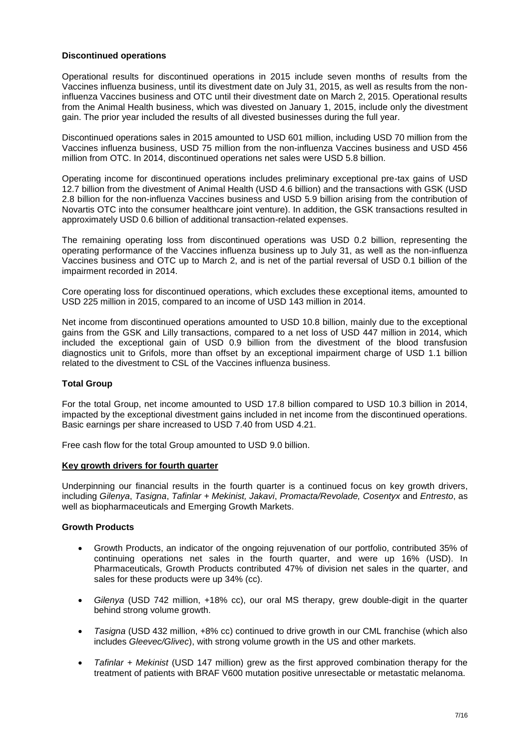**Discontinued operations**

Operational results for discontinued operations in 2015 include seven months of results from the Vaccines influenza business, until its divestment date on July 31, 2015, as well as results from the non-influenza Vaccines business and OTC until their divestment date on March 2, 2015. Operational results from the Animal Health business, which was divested on January 1, 2015, include only the divestment gain. The prior year included the results of all divested businesses during the full year.

Discontinued operations sales in 2015 amounted to USD 601 million, including USD 70 million from the Vaccines influenza business, USD 75 million from the non-influenza Vaccines business and USD 456 million from OTC. In 2014, discontinued operations net sales were USD 5.8 billion.

Operating income for discontinued operations includes preliminary exceptional pre-tax gains of USD 12.7 billion from the divestment of Animal Health (USD 4.6 billion) and the transactions with GSK (USD 2.8 billion for the non-influenza Vaccines business and USD 5.9 billion arising from the contribution of Novartis OTC into the consumer healthcare joint venture). In addition, the GSK transactions resulted in approximately USD 0.6 billion of additional transaction-related expenses.

The remaining operating loss from discontinued operations was USD 0.2 billion, representing the operating performance of the Vaccines influenza business up to July 31, as well as the non-influenza Vaccines business and OTC up to March 2, and is net of the partial reversal of USD 0.1 billion of the impairment recorded in 2014.

Core operating loss for discontinued operations, which excludes these exceptional items, amounted to USD 225 million in 2015, compared to an income of USD 143 million in 2014.

Net income from discontinued operations amounted to USD 10.8 billion, mainly due to the exceptional gains from the GSK and Lilly transactions, compared to a net loss of USD 447 million in 2014, which included the exceptional gain of USD 0.9 billion from the divestment of the blood transfusion diagnostics unit to Grifols, more than offset by an exceptional impairment charge of USD 1.1 billion related to the divestment to CSL of the Vaccines influenza business.

**Total Group**

For the total Group, net income amounted to USD 17.8 billion compared to USD 10.3 billion in 2014, impacted by the exceptional divestment gains included in net income from the discontinued operations. Basic earnings per share increased to USD 7.40 from USD 4.21.

Free cash flow for the total Group amounted to USD 9.0 billion.

**Key growth drivers for fourth quarter**

Underpinning our financial results in the fourth quarter is a continued focus on key growth drivers, including *Gilenya*, *Tasigna*, *Tafinlar + Mekinist, Jakavi*, *Promacta/Revolade, Cosentyx* and *Entresto*, as well as biopharmaceuticals and Emerging Growth Markets.

**Growth Products**

- Growth Products, an indicator of the ongoing rejuvenation of our portfolio, contributed 35% of continuing operations net sales in the fourth quarter, and were up 16% (USD). In Pharmaceuticals, Growth Products contributed 47% of division net sales in the quarter, and sales for these products were up 34% (cc).
- *Gilenya* (USD 742 million, +18% cc), our oral MS therapy, grew double-digit in the quarter behind strong volume growth.
- *Tasigna* (USD 432 million, +8% cc) continued to drive growth in our CML franchise (which also includes *Gleevec/Glivec*), with strong volume growth in the US and other markets.
- *Tafinlar + Mekinist* (USD 147 million) grew as the first approved combination therapy for the treatment of patients with BRAF V600 mutation positive unresectable or metastatic melanoma.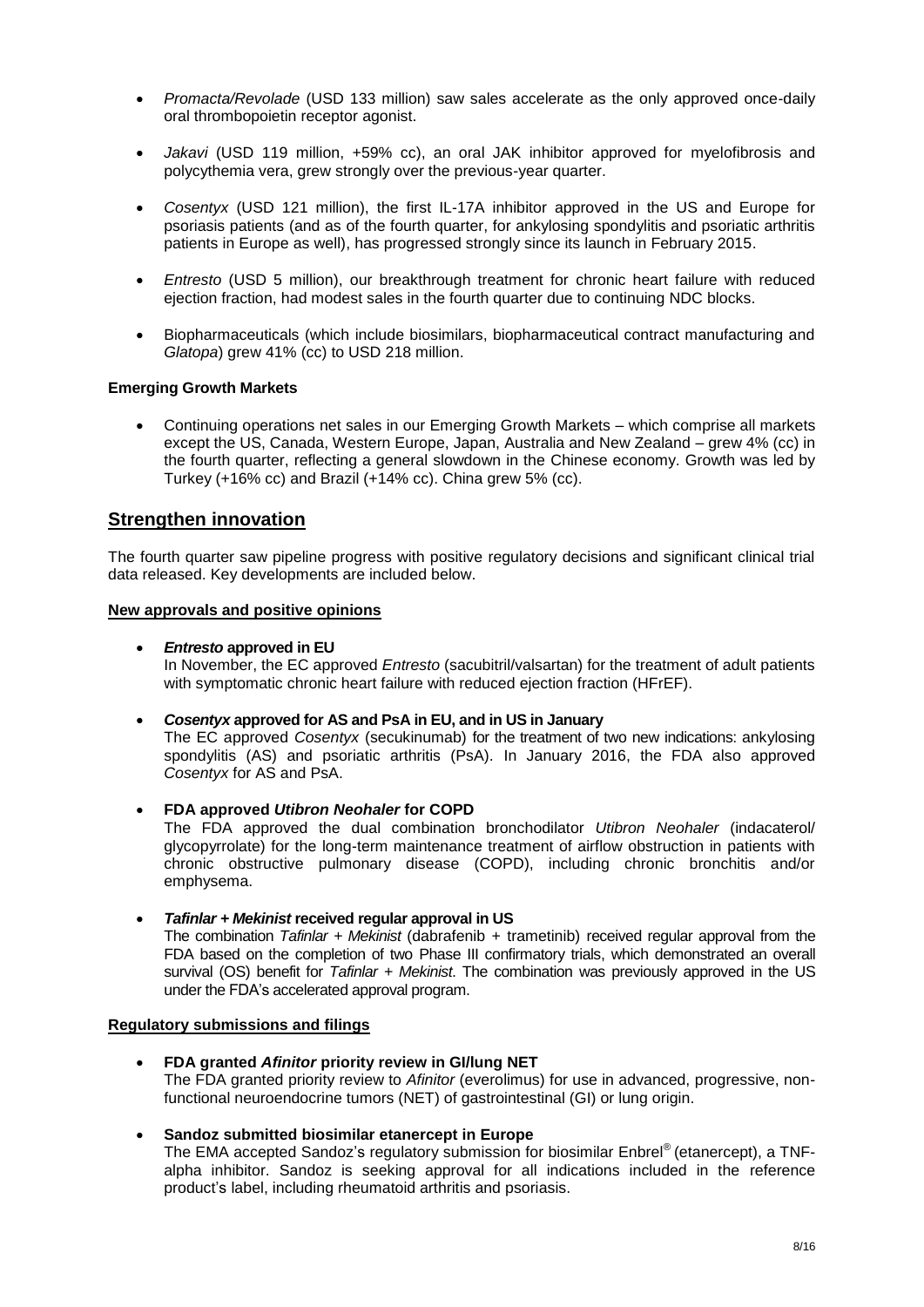- *Promacta/Revolade* (USD 133 million) saw sales accelerate as the only approved once-daily oral thrombopoietin receptor agonist.

- *Jakavi* (USD 119 million, +59% cc), an oral JAK inhibitor approved for myelofibrosis and polycythemia vera, grew strongly over the previous-year quarter.

- *Cosentyx* (USD 121 million), the first IL-17A inhibitor approved in the US and Europe for psoriasis patients (and as of the fourth quarter, for ankylosing spondylitis and psoriatic arthritis patients in Europe as well), has progressed strongly since its launch in February 2015.

- *Entresto* (USD 5 million), our breakthrough treatment for chronic heart failure with reduced ejection fraction, had modest sales in the fourth quarter due to continuing NDC blocks.

- Biopharmaceuticals (which include biosimilars, biopharmaceutical contract manufacturing and *Glatopa*) grew 41% (cc) to USD 218 million.

**Emerging Growth Markets**

- Continuing operations net sales in our Emerging Growth Markets – which comprise all markets except the US, Canada, Western Europe, Japan, Australia and New Zealand – grew 4% (cc) in the fourth quarter, reflecting a general slowdown in the Chinese economy. Growth was led by Turkey (+16% cc) and Brazil (+14% cc). China grew 5% (cc).

## Strengthen innovation

The fourth quarter saw pipeline progress with positive regulatory decisions and significant clinical trial data released. Key developments are included below.

### New approvals and positive opinions

- ***Entresto* approved in EU**
  In November, the EC approved *Entresto* (sacubitril/valsartan) for the treatment of adult patients with symptomatic chronic heart failure with reduced ejection fraction (HFrEF).

- ***Cosentyx* approved for AS and PsA in EU, and in US in January**
  The EC approved *Cosentyx* (secukinumab) for the treatment of two new indications: ankylosing spondylitis (AS) and psoriatic arthritis (PsA). In January 2016, the FDA also approved *Cosentyx* for AS and PsA.

- **FDA approved *Utibron Neohaler* for COPD**
  The FDA approved the dual combination bronchodilator *Utibron Neohaler* (indacaterol/ glycopyrrolate) for the long-term maintenance treatment of airflow obstruction in patients with chronic obstructive pulmonary disease (COPD), including chronic bronchitis and/or emphysema.

- ***Tafinlar + Mekinist* received regular approval in US**
  The combination *Tafinlar + Mekinist* (dabrafenib + trametinib) received regular approval from the FDA based on the completion of two Phase III confirmatory trials, which demonstrated an overall survival (OS) benefit for *Tafinlar + Mekinist*. The combination was previously approved in the US under the FDA's accelerated approval program.

### Regulatory submissions and filings

- **FDA granted *Afinitor* priority review in GI/lung NET**
  The FDA granted priority review to *Afinitor* (everolimus) for use in advanced, progressive, non-functional neuroendocrine tumors (NET) of gastrointestinal (GI) or lung origin.

- **Sandoz submitted biosimilar etanercept in Europe**
  The EMA accepted Sandoz's regulatory submission for biosimilar Enbrel® (etanercept), a TNF-alpha inhibitor. Sandoz is seeking approval for all indications included in the reference product's label, including rheumatoid arthritis and psoriasis.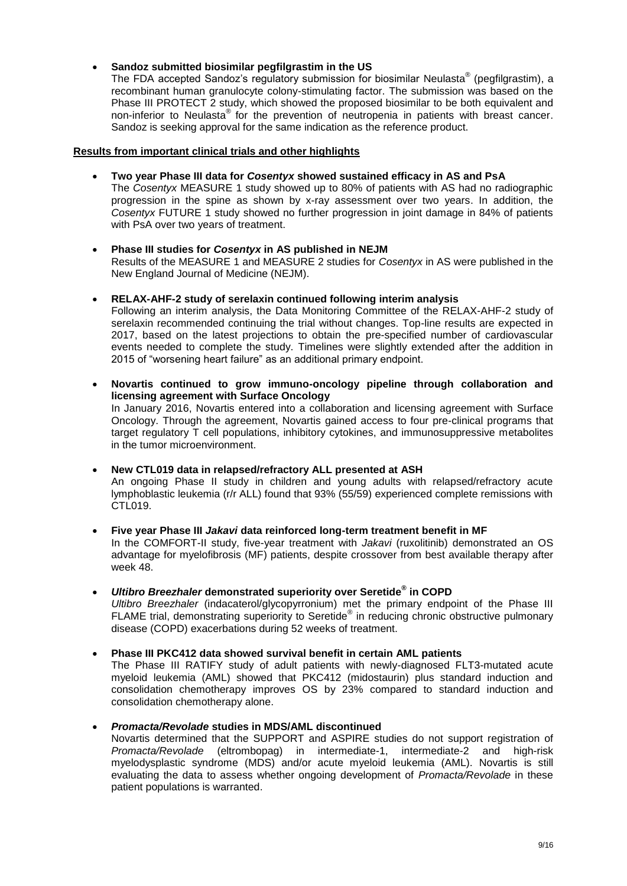- **Sandoz submitted biosimilar pegfilgrastim in the US**
  The FDA accepted Sandoz's regulatory submission for biosimilar Neulasta® (pegfilgrastim), a recombinant human granulocyte colony-stimulating factor. The submission was based on the Phase III PROTECT 2 study, which showed the proposed biosimilar to be both equivalent and non-inferior to Neulasta® for the prevention of neutropenia in patients with breast cancer. Sandoz is seeking approval for the same indication as the reference product.

**Results from important clinical trials and other highlights**

- **Two year Phase III data for *Cosentyx* showed sustained efficacy in AS and PsA**
  The *Cosentyx* MEASURE 1 study showed up to 80% of patients with AS had no radiographic progression in the spine as shown by x-ray assessment over two years. In addition, the *Cosentyx* FUTURE 1 study showed no further progression in joint damage in 84% of patients with PsA over two years of treatment.

- **Phase III studies for *Cosentyx* in AS published in NEJM**
  Results of the MEASURE 1 and MEASURE 2 studies for *Cosentyx* in AS were published in the New England Journal of Medicine (NEJM).

- **RELAX-AHF-2 study of serelaxin continued following interim analysis**
  Following an interim analysis, the Data Monitoring Committee of the RELAX-AHF-2 study of serelaxin recommended continuing the trial without changes. Top-line results are expected in 2017, based on the latest projections to obtain the pre-specified number of cardiovascular events needed to complete the study. Timelines were slightly extended after the addition in 2015 of "worsening heart failure" as an additional primary endpoint.

- **Novartis continued to grow immuno-oncology pipeline through collaboration and licensing agreement with Surface Oncology**
  In January 2016, Novartis entered into a collaboration and licensing agreement with Surface Oncology. Through the agreement, Novartis gained access to four pre-clinical programs that target regulatory T cell populations, inhibitory cytokines, and immunosuppressive metabolites in the tumor microenvironment.

- **New CTL019 data in relapsed/refractory ALL presented at ASH**
  An ongoing Phase II study in children and young adults with relapsed/refractory acute lymphoblastic leukemia (r/r ALL) found that 93% (55/59) experienced complete remissions with CTL019.

- **Five year Phase III *Jakavi* data reinforced long-term treatment benefit in MF**
  In the COMFORT-II study, five-year treatment with *Jakavi* (ruxolitinib) demonstrated an OS advantage for myelofibrosis (MF) patients, despite crossover from best available therapy after week 48.

- ***Ultibro Breezhaler* demonstrated superiority over Seretide® in COPD**
  *Ultibro Breezhaler* (indacaterol/glycopyrronium) met the primary endpoint of the Phase III FLAME trial, demonstrating superiority to Seretide® in reducing chronic obstructive pulmonary disease (COPD) exacerbations during 52 weeks of treatment.

- **Phase III PKC412 data showed survival benefit in certain AML patients**
  The Phase III RATIFY study of adult patients with newly-diagnosed FLT3-mutated acute myeloid leukemia (AML) showed that PKC412 (midostaurin) plus standard induction and consolidation chemotherapy improves OS by 23% compared to standard induction and consolidation chemotherapy alone.

- ***Promacta/Revolade* studies in MDS/AML discontinued**
  Novartis determined that the SUPPORT and ASPIRE studies do not support registration of *Promacta/Revolade* (eltrombopag) in intermediate-1, intermediate-2 and high-risk myelodysplastic syndrome (MDS) and/or acute myeloid leukemia (AML). Novartis is still evaluating the data to assess whether ongoing development of *Promacta/Revolade* in these patient populations is warranted.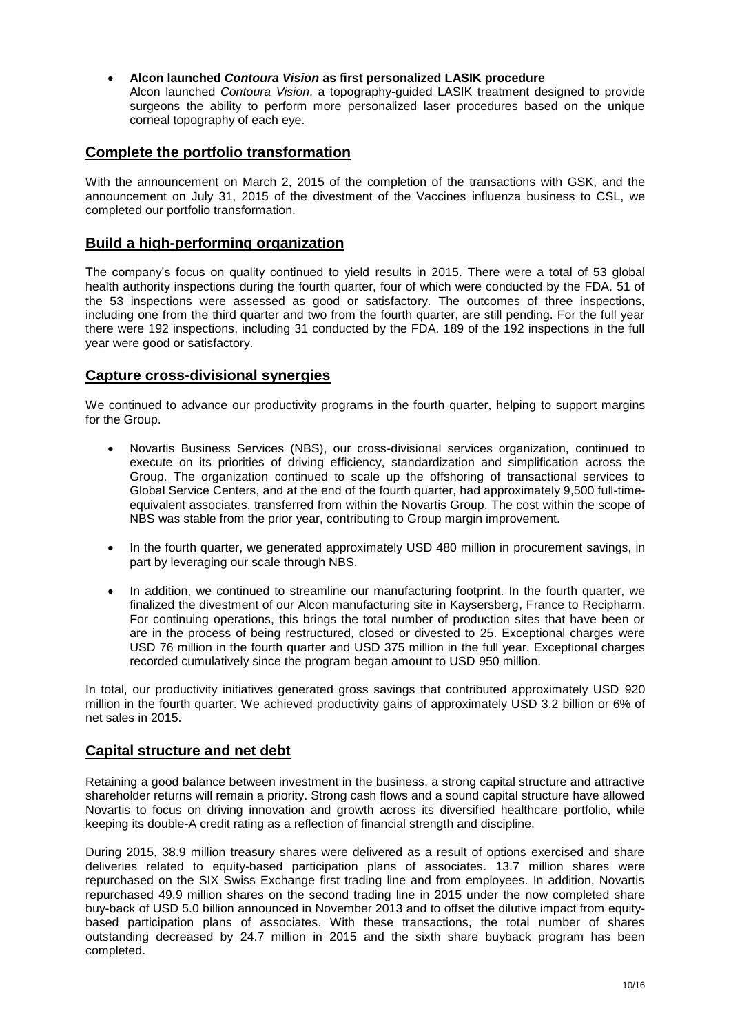- **Alcon launched *Contoura Vision* as first personalized LASIK procedure**
  Alcon launched *Contoura Vision*, a topography-guided LASIK treatment designed to provide surgeons the ability to perform more personalized laser procedures based on the unique corneal topography of each eye.

## Complete the portfolio transformation

With the announcement on March 2, 2015 of the completion of the transactions with GSK, and the announcement on July 31, 2015 of the divestment of the Vaccines influenza business to CSL, we completed our portfolio transformation.

## Build a high-performing organization

The company's focus on quality continued to yield results in 2015. There were a total of 53 global health authority inspections during the fourth quarter, four of which were conducted by the FDA. 51 of the 53 inspections were assessed as good or satisfactory. The outcomes of three inspections, including one from the third quarter and two from the fourth quarter, are still pending. For the full year there were 192 inspections, including 31 conducted by the FDA. 189 of the 192 inspections in the full year were good or satisfactory.

## Capture cross-divisional synergies

We continued to advance our productivity programs in the fourth quarter, helping to support margins for the Group.

- Novartis Business Services (NBS), our cross-divisional services organization, continued to execute on its priorities of driving efficiency, standardization and simplification across the Group. The organization continued to scale up the offshoring of transactional services to Global Service Centers, and at the end of the fourth quarter, had approximately 9,500 full-time-equivalent associates, transferred from within the Novartis Group. The cost within the scope of NBS was stable from the prior year, contributing to Group margin improvement.

- In the fourth quarter, we generated approximately USD 480 million in procurement savings, in part by leveraging our scale through NBS.

- In addition, we continued to streamline our manufacturing footprint. In the fourth quarter, we finalized the divestment of our Alcon manufacturing site in Kaysersberg, France to Recipharm. For continuing operations, this brings the total number of production sites that have been or are in the process of being restructured, closed or divested to 25. Exceptional charges were USD 76 million in the fourth quarter and USD 375 million in the full year. Exceptional charges recorded cumulatively since the program began amount to USD 950 million.

In total, our productivity initiatives generated gross savings that contributed approximately USD 920 million in the fourth quarter. We achieved productivity gains of approximately USD 3.2 billion or 6% of net sales in 2015.

## Capital structure and net debt

Retaining a good balance between investment in the business, a strong capital structure and attractive shareholder returns will remain a priority. Strong cash flows and a sound capital structure have allowed Novartis to focus on driving innovation and growth across its diversified healthcare portfolio, while keeping its double-A credit rating as a reflection of financial strength and discipline.

During 2015, 38.9 million treasury shares were delivered as a result of options exercised and share deliveries related to equity-based participation plans of associates. 13.7 million shares were repurchased on the SIX Swiss Exchange first trading line and from employees. In addition, Novartis repurchased 49.9 million shares on the second trading line in 2015 under the now completed share buy-back of USD 5.0 billion announced in November 2013 and to offset the dilutive impact from equity-based participation plans of associates. With these transactions, the total number of shares outstanding decreased by 24.7 million in 2015 and the sixth share buyback program has been completed.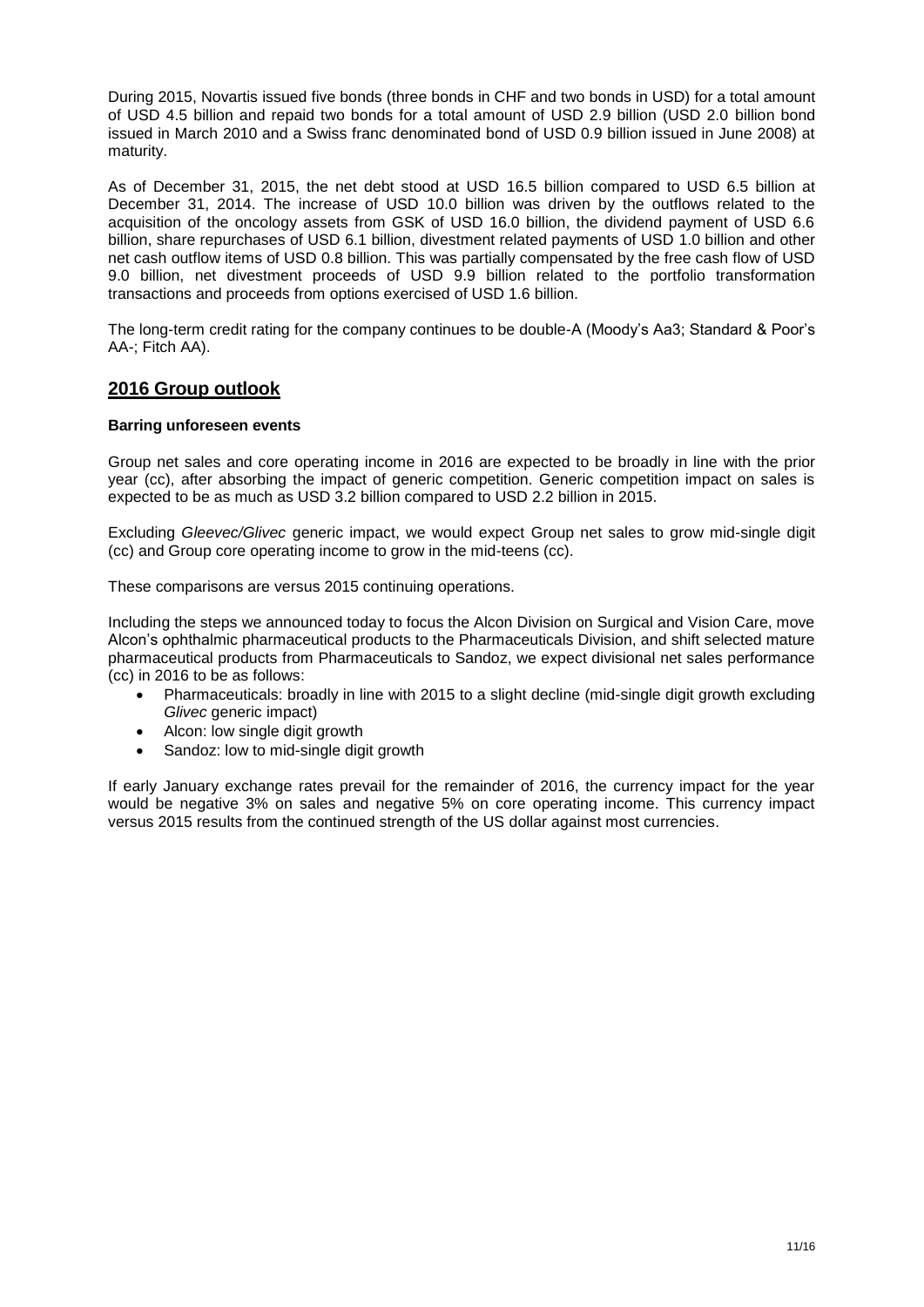During 2015, Novartis issued five bonds (three bonds in CHF and two bonds in USD) for a total amount of USD 4.5 billion and repaid two bonds for a total amount of USD 2.9 billion (USD 2.0 billion bond issued in March 2010 and a Swiss franc denominated bond of USD 0.9 billion issued in June 2008) at maturity.

As of December 31, 2015, the net debt stood at USD 16.5 billion compared to USD 6.5 billion at December 31, 2014. The increase of USD 10.0 billion was driven by the outflows related to the acquisition of the oncology assets from GSK of USD 16.0 billion, the dividend payment of USD 6.6 billion, share repurchases of USD 6.1 billion, divestment related payments of USD 1.0 billion and other net cash outflow items of USD 0.8 billion. This was partially compensated by the free cash flow of USD 9.0 billion, net divestment proceeds of USD 9.9 billion related to the portfolio transformation transactions and proceeds from options exercised of USD 1.6 billion.

The long-term credit rating for the company continues to be double-A (Moody's Aa3; Standard & Poor's AA-; Fitch AA).

## 2016 Group outlook

**Barring unforeseen events**

Group net sales and core operating income in 2016 are expected to be broadly in line with the prior year (cc), after absorbing the impact of generic competition. Generic competition impact on sales is expected to be as much as USD 3.2 billion compared to USD 2.2 billion in 2015.

Excluding *Gleevec/Glivec* generic impact, we would expect Group net sales to grow mid-single digit (cc) and Group core operating income to grow in the mid-teens (cc).

These comparisons are versus 2015 continuing operations.

Including the steps we announced today to focus the Alcon Division on Surgical and Vision Care, move Alcon's ophthalmic pharmaceutical products to the Pharmaceuticals Division, and shift selected mature pharmaceutical products from Pharmaceuticals to Sandoz, we expect divisional net sales performance (cc) in 2016 to be as follows:

- Pharmaceuticals: broadly in line with 2015 to a slight decline (mid-single digit growth excluding *Glivec* generic impact)
- Alcon: low single digit growth
- Sandoz: low to mid-single digit growth

If early January exchange rates prevail for the remainder of 2016, the currency impact for the year would be negative 3% on sales and negative 5% on core operating income. This currency impact versus 2015 results from the continued strength of the US dollar against most currencies.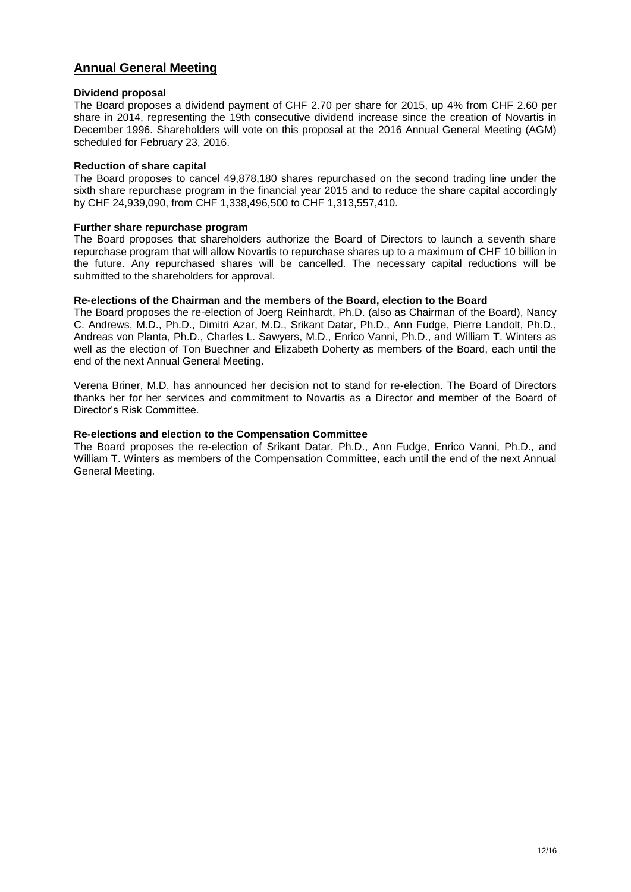## Annual General Meeting

**Dividend proposal**

The Board proposes a dividend payment of CHF 2.70 per share for 2015, up 4% from CHF 2.60 per share in 2014, representing the 19th consecutive dividend increase since the creation of Novartis in December 1996. Shareholders will vote on this proposal at the 2016 Annual General Meeting (AGM) scheduled for February 23, 2016.

**Reduction of share capital**

The Board proposes to cancel 49,878,180 shares repurchased on the second trading line under the sixth share repurchase program in the financial year 2015 and to reduce the share capital accordingly by CHF 24,939,090, from CHF 1,338,496,500 to CHF 1,313,557,410.

**Further share repurchase program**

The Board proposes that shareholders authorize the Board of Directors to launch a seventh share repurchase program that will allow Novartis to repurchase shares up to a maximum of CHF 10 billion in the future. Any repurchased shares will be cancelled. The necessary capital reductions will be submitted to the shareholders for approval.

**Re-elections of the Chairman and the members of the Board, election to the Board**

The Board proposes the re-election of Joerg Reinhardt, Ph.D. (also as Chairman of the Board), Nancy C. Andrews, M.D., Ph.D., Dimitri Azar, M.D., Srikant Datar, Ph.D., Ann Fudge, Pierre Landolt, Ph.D., Andreas von Planta, Ph.D., Charles L. Sawyers, M.D., Enrico Vanni, Ph.D., and William T. Winters as well as the election of Ton Buechner and Elizabeth Doherty as members of the Board, each until the end of the next Annual General Meeting.

Verena Briner, M.D, has announced her decision not to stand for re-election. The Board of Directors thanks her for her services and commitment to Novartis as a Director and member of the Board of Director's Risk Committee.

**Re-elections and election to the Compensation Committee**

The Board proposes the re-election of Srikant Datar, Ph.D., Ann Fudge, Enrico Vanni, Ph.D., and William T. Winters as members of the Compensation Committee, each until the end of the next Annual General Meeting.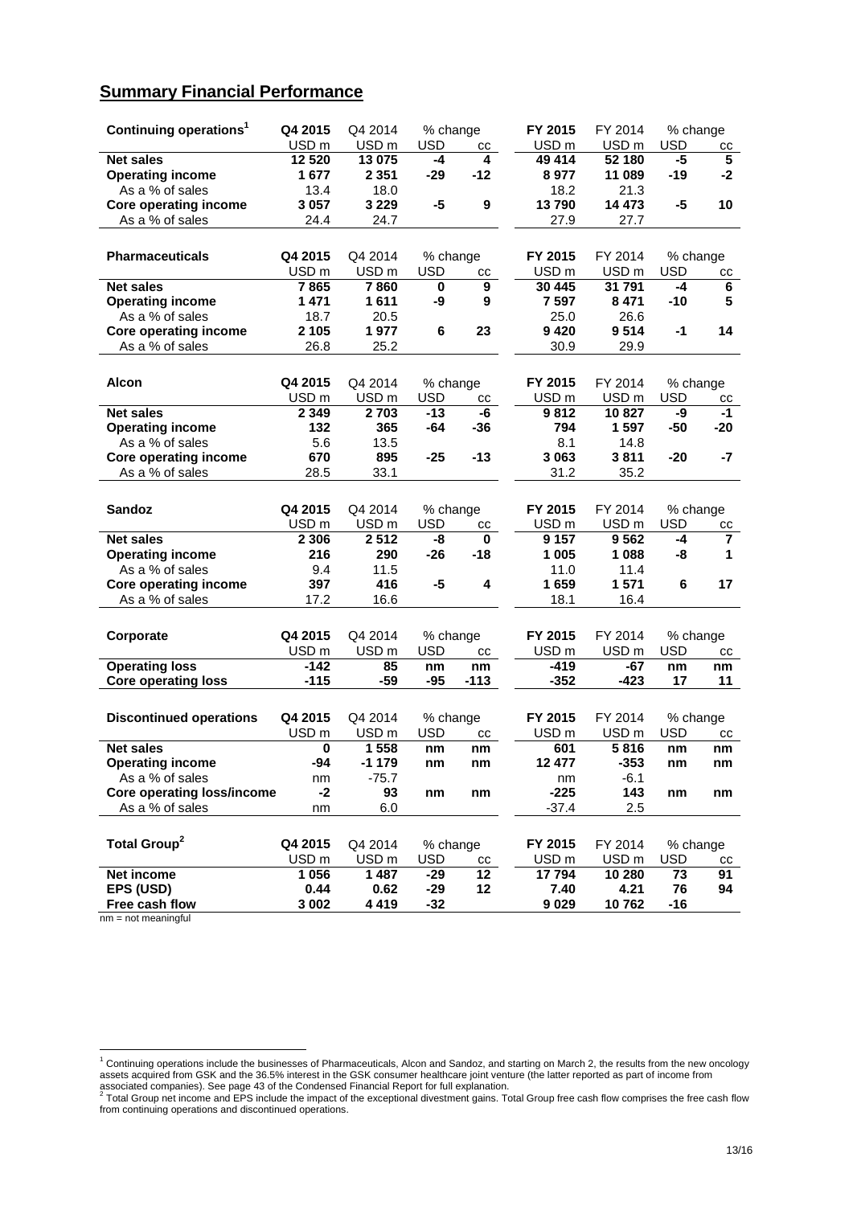## Summary Financial Performance

| Continuing operations[1] | Q4 2015 | Q4 2014 | % change | | FY 2015 | FY 2014 | % change | |
|---|---|---|---|---|---|---|---|---|
| | USD m | USD m | USD | cc | USD m | USD m | USD | cc |
| **Net sales** | **12 520** | **13 075** | **-4** | **4** | **49 414** | **52 180** | **-5** | **5** |
| **Operating income** | **1 677** | **2 351** | **-29** | **-12** | **8 977** | **11 089** | **-19** | **-2** |
| As a % of sales | 13.4 | 18.0 | | | 18.2 | 21.3 | | |
| **Core operating income** | **3 057** | **3 229** | **-5** | **9** | **13 790** | **14 473** | **-5** | **10** |
| As a % of sales | 24.4 | 24.7 | | | 27.9 | 27.7 | | |

| Pharmaceuticals | Q4 2015 | Q4 2014 | % change | | FY 2015 | FY 2014 | % change | |
|---|---|---|---|---|---|---|---|---|
| | USD m | USD m | USD | cc | USD m | USD m | USD | cc |
| **Net sales** | **7 865** | **7 860** | **0** | **9** | **30 445** | **31 791** | **-4** | **6** |
| **Operating income** | **1 471** | **1 611** | **-9** | **9** | **7 597** | **8 471** | **-10** | **5** |
| As a % of sales | 18.7 | 20.5 | | | 25.0 | 26.6 | | |
| **Core operating income** | **2 105** | **1 977** | **6** | **23** | **9 420** | **9 514** | **-1** | **14** |
| As a % of sales | 26.8 | 25.2 | | | 30.9 | 29.9 | | |

| Alcon | Q4 2015 | Q4 2014 | % change | | FY 2015 | FY 2014 | % change | |
|---|---|---|---|---|---|---|---|---|
| | USD m | USD m | USD | cc | USD m | USD m | USD | cc |
| **Net sales** | **2 349** | **2 703** | **-13** | **-6** | **9 812** | **10 827** | **-9** | **-1** |
| **Operating income** | **132** | **365** | **-64** | **-36** | **794** | **1 597** | **-50** | **-20** |
| As a % of sales | 5.6 | 13.5 | | | 8.1 | 14.8 | | |
| **Core operating income** | **670** | **895** | **-25** | **-13** | **3 063** | **3 811** | **-20** | **-7** |
| As a % of sales | 28.5 | 33.1 | | | 31.2 | 35.2 | | |

| Sandoz | Q4 2015 | Q4 2014 | % change | | FY 2015 | FY 2014 | % change | |
|---|---|---|---|---|---|---|---|---|
| | USD m | USD m | USD | cc | USD m | USD m | USD | cc |
| **Net sales** | **2 306** | **2 512** | **-8** | **0** | **9 157** | **9 562** | **-4** | **7** |
| **Operating income** | **216** | **290** | **-26** | **-18** | **1 005** | **1 088** | **-8** | **1** |
| As a % of sales | 9.4 | 11.5 | | | 11.0 | 11.4 | | |
| **Core operating income** | **397** | **416** | **-5** | **4** | **1 659** | **1 571** | **6** | **17** |
| As a % of sales | 17.2 | 16.6 | | | 18.1 | 16.4 | | |

| Corporate | Q4 2015 | Q4 2014 | % change | | FY 2015 | FY 2014 | % change | |
|---|---|---|---|---|---|---|---|---|
| | USD m | USD m | USD | cc | USD m | USD m | USD | cc |
| **Operating loss** | **-142** | **85** | **nm** | **nm** | **-419** | **-67** | **nm** | **nm** |
| **Core operating loss** | **-115** | **-59** | **-95** | **-113** | **-352** | **-423** | **17** | **11** |

| Discontinued operations | Q4 2015 | Q4 2014 | % change | | FY 2015 | FY 2014 | % change | |
|---|---|---|---|---|---|---|---|---|
| | USD m | USD m | USD | cc | USD m | USD m | USD | cc |
| **Net sales** | **0** | **1 558** | **nm** | **nm** | **601** | **5 816** | **nm** | **nm** |
| **Operating income** | **-94** | **-1 179** | **nm** | **nm** | **12 477** | **-353** | **nm** | **nm** |
| As a % of sales | nm | -75.7 | | | nm | -6.1 | | |
| **Core operating loss/income** | **-2** | **93** | **nm** | **nm** | **-225** | **143** | **nm** | **nm** |
| As a % of sales | nm | 6.0 | | | -37.4 | 2.5 | | |

| Total Group[2] | Q4 2015 | Q4 2014 | % change | | FY 2015 | FY 2014 | % change | |
|---|---|---|---|---|---|---|---|---|
| | USD m | USD m | USD | cc | USD m | USD m | USD | cc |
| **Net income** | **1 056** | **1 487** | **-29** | **12** | **17 794** | **10 280** | **73** | **91** |
| **EPS (USD)** | **0.44** | **0.62** | **-29** | **12** | **7.40** | **4.21** | **76** | **94** |
| **Free cash flow** | **3 002** | **4 419** | **-32** | | **9 029** | **10 762** | **-16** | |

nm = not meaningful

[1] Continuing operations include the businesses of Pharmaceuticals, Alcon and Sandoz, and starting on March 2, the results from the new oncology assets acquired from GSK and the 36.5% interest in the GSK consumer healthcare joint venture (the latter reported as part of income from associated companies). See page 43 of the Condensed Financial Report for full explanation.

[2] Total Group net income and EPS include the impact of the exceptional divestment gains. Total Group free cash flow comprises the free cash flow from continuing operations and discontinued operations.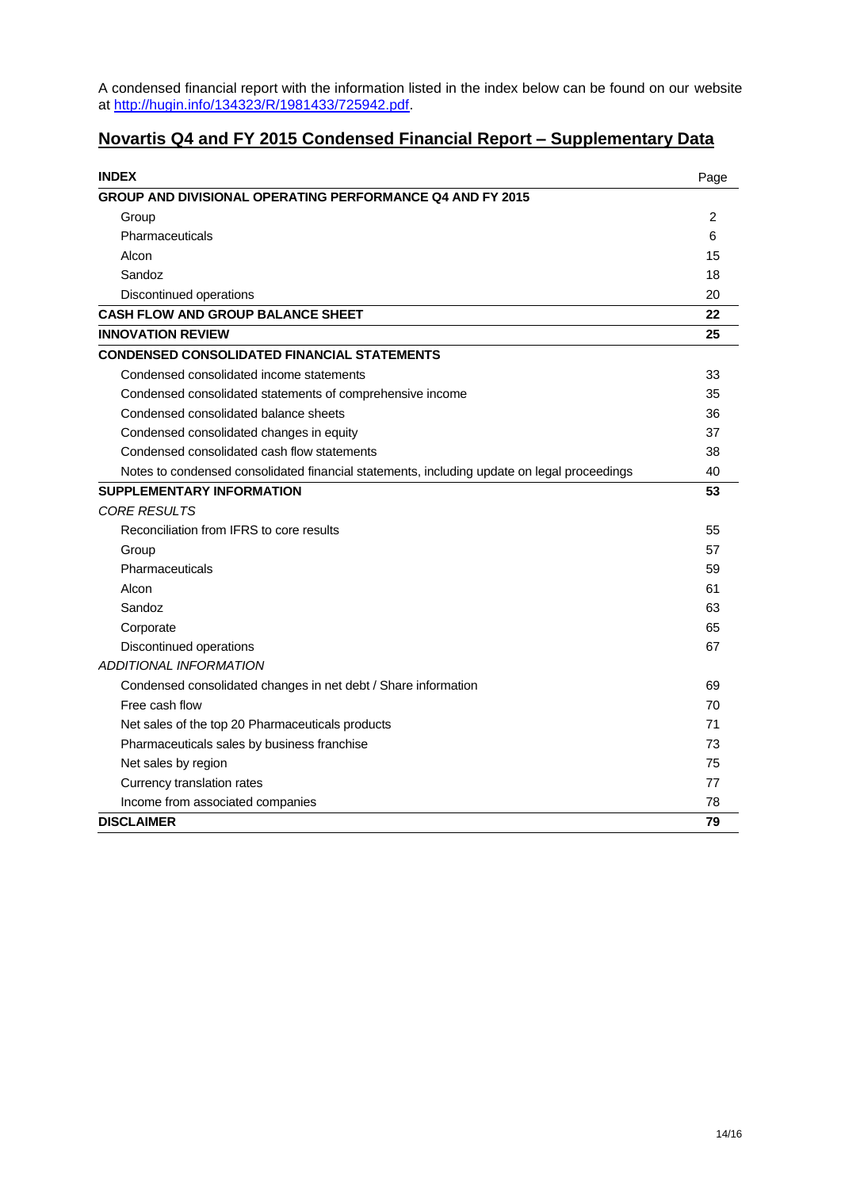A condensed financial report with the information listed in the index below can be found on our website at [http://hugin.info/134323/R/1981433/725942.pdf](http://hugin.info/134323/R/1981433/725942.pdf).

## Novartis Q4 and FY 2015 Condensed Financial Report – Supplementary Data

| **INDEX** | Page |
|---|---|
| **GROUP AND DIVISIONAL OPERATING PERFORMANCE Q4 AND FY 2015** | |
| Group | 2 |
| Pharmaceuticals | 6 |
| Alcon | 15 |
| Sandoz | 18 |
| Discontinued operations | 20 |
| **CASH FLOW AND GROUP BALANCE SHEET** | **22** |
| **INNOVATION REVIEW** | **25** |
| **CONDENSED CONSOLIDATED FINANCIAL STATEMENTS** | |
| Condensed consolidated income statements | 33 |
| Condensed consolidated statements of comprehensive income | 35 |
| Condensed consolidated balance sheets | 36 |
| Condensed consolidated changes in equity | 37 |
| Condensed consolidated cash flow statements | 38 |
| Notes to condensed consolidated financial statements, including update on legal proceedings | 40 |
| **SUPPLEMENTARY INFORMATION** | **53** |
| *CORE RESULTS* | |
| Reconciliation from IFRS to core results | 55 |
| Group | 57 |
| Pharmaceuticals | 59 |
| Alcon | 61 |
| Sandoz | 63 |
| Corporate | 65 |
| Discontinued operations | 67 |
| *ADDITIONAL INFORMATION* | |
| Condensed consolidated changes in net debt / Share information | 69 |
| Free cash flow | 70 |
| Net sales of the top 20 Pharmaceuticals products | 71 |
| Pharmaceuticals sales by business franchise | 73 |
| Net sales by region | 75 |
| Currency translation rates | 77 |
| Income from associated companies | 78 |
| **DISCLAIMER** | **79** |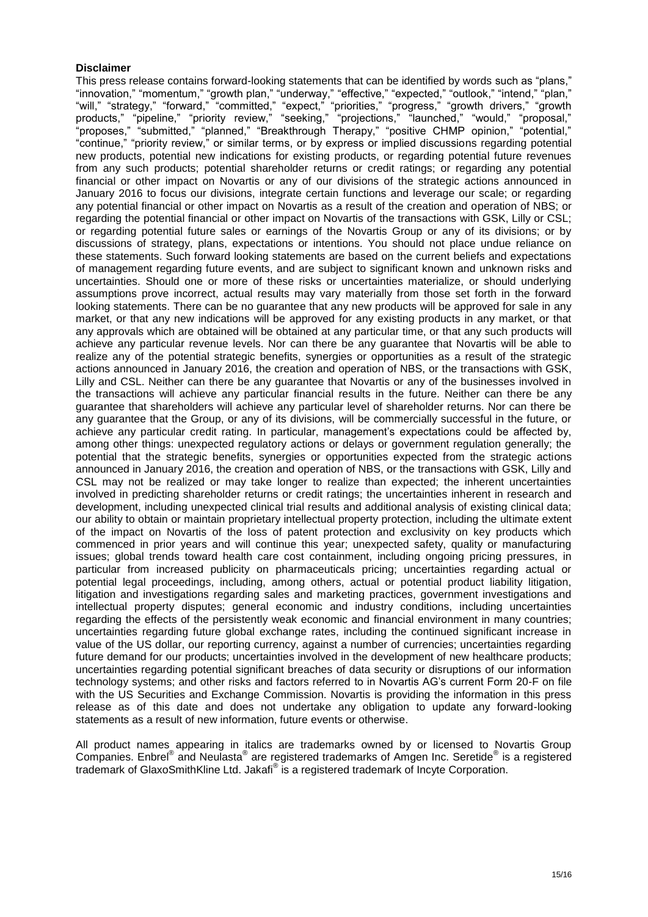**Disclaimer**

This press release contains forward-looking statements that can be identified by words such as "plans," "innovation," "momentum," "growth plan," "underway," "effective," "expected," "outlook," "intend," "plan," "will," "strategy," "forward," "committed," "expect," "priorities," "progress," "growth drivers," "growth products," "pipeline," "priority review," "seeking," "projections," "launched," "would," "proposal," "proposes," "submitted," "planned," "Breakthrough Therapy," "positive CHMP opinion," "potential," "continue," "priority review," or similar terms, or by express or implied discussions regarding potential new products, potential new indications for existing products, or regarding potential future revenues from any such products; potential shareholder returns or credit ratings; or regarding any potential financial or other impact on Novartis or any of our divisions of the strategic actions announced in January 2016 to focus our divisions, integrate certain functions and leverage our scale; or regarding any potential financial or other impact on Novartis as a result of the creation and operation of NBS; or regarding the potential financial or other impact on Novartis of the transactions with GSK, Lilly or CSL; or regarding potential future sales or earnings of the Novartis Group or any of its divisions; or by discussions of strategy, plans, expectations or intentions. You should not place undue reliance on these statements. Such forward looking statements are based on the current beliefs and expectations of management regarding future events, and are subject to significant known and unknown risks and uncertainties. Should one or more of these risks or uncertainties materialize, or should underlying assumptions prove incorrect, actual results may vary materially from those set forth in the forward looking statements. There can be no guarantee that any new products will be approved for sale in any market, or that any new indications will be approved for any existing products in any market, or that any approvals which are obtained will be obtained at any particular time, or that any such products will achieve any particular revenue levels. Nor can there be any guarantee that Novartis will be able to realize any of the potential strategic benefits, synergies or opportunities as a result of the strategic actions announced in January 2016, the creation and operation of NBS, or the transactions with GSK, Lilly and CSL. Neither can there be any guarantee that Novartis or any of the businesses involved in the transactions will achieve any particular financial results in the future. Neither can there be any guarantee that shareholders will achieve any particular level of shareholder returns. Nor can there be any guarantee that the Group, or any of its divisions, will be commercially successful in the future, or achieve any particular credit rating. In particular, management's expectations could be affected by, among other things: unexpected regulatory actions or delays or government regulation generally; the potential that the strategic benefits, synergies or opportunities expected from the strategic actions announced in January 2016, the creation and operation of NBS, or the transactions with GSK, Lilly and CSL may not be realized or may take longer to realize than expected; the inherent uncertainties involved in predicting shareholder returns or credit ratings; the uncertainties inherent in research and development, including unexpected clinical trial results and additional analysis of existing clinical data; our ability to obtain or maintain proprietary intellectual property protection, including the ultimate extent of the impact on Novartis of the loss of patent protection and exclusivity on key products which commenced in prior years and will continue this year; unexpected safety, quality or manufacturing issues; global trends toward health care cost containment, including ongoing pricing pressures, in particular from increased publicity on pharmaceuticals pricing; uncertainties regarding actual or potential legal proceedings, including, among others, actual or potential product liability litigation, litigation and investigations regarding sales and marketing practices, government investigations and intellectual property disputes; general economic and industry conditions, including uncertainties regarding the effects of the persistently weak economic and financial environment in many countries; uncertainties regarding future global exchange rates, including the continued significant increase in value of the US dollar, our reporting currency, against a number of currencies; uncertainties regarding future demand for our products; uncertainties involved in the development of new healthcare products; uncertainties regarding potential significant breaches of data security or disruptions of our information technology systems; and other risks and factors referred to in Novartis AG's current Form 20-F on file with the US Securities and Exchange Commission. Novartis is providing the information in this press release as of this date and does not undertake any obligation to update any forward-looking statements as a result of new information, future events or otherwise.

All product names appearing in italics are trademarks owned by or licensed to Novartis Group Companies. Enbrel® and Neulasta® are registered trademarks of Amgen Inc. Seretide® is a registered trademark of GlaxoSmithKline Ltd. Jakafi® is a registered trademark of Incyte Corporation.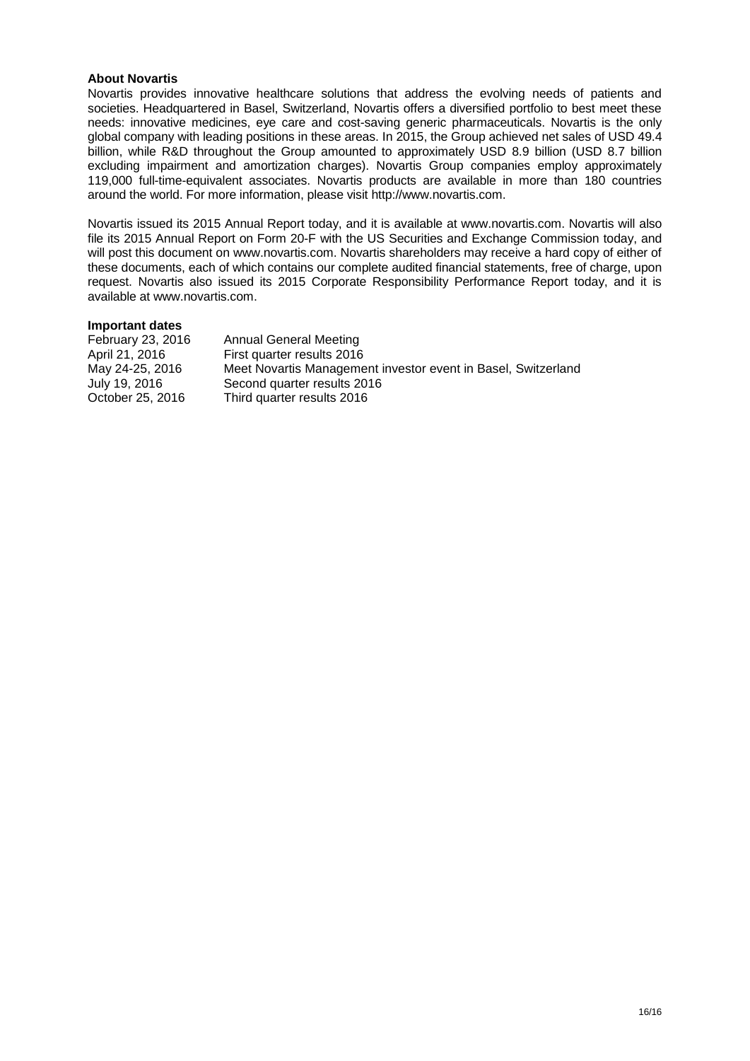**About Novartis**

Novartis provides innovative healthcare solutions that address the evolving needs of patients and societies. Headquartered in Basel, Switzerland, Novartis offers a diversified portfolio to best meet these needs: innovative medicines, eye care and cost-saving generic pharmaceuticals. Novartis is the only global company with leading positions in these areas. In 2015, the Group achieved net sales of USD 49.4 billion, while R&D throughout the Group amounted to approximately USD 8.9 billion (USD 8.7 billion excluding impairment and amortization charges). Novartis Group companies employ approximately 119,000 full-time-equivalent associates. Novartis products are available in more than 180 countries around the world. For more information, please visit http://www.novartis.com.

Novartis issued its 2015 Annual Report today, and it is available at www.novartis.com. Novartis will also file its 2015 Annual Report on Form 20-F with the US Securities and Exchange Commission today, and will post this document on www.novartis.com. Novartis shareholders may receive a hard copy of either of these documents, each of which contains our complete audited financial statements, free of charge, upon request. Novartis also issued its 2015 Corporate Responsibility Performance Report today, and it is available at www.novartis.com.

**Important dates**

| | |
|---|---|
| February 23, 2016 | Annual General Meeting |
| April 21, 2016 | First quarter results 2016 |
| May 24-25, 2016 | Meet Novartis Management investor event in Basel, Switzerland |
| July 19, 2016 | Second quarter results 2016 |
| October 25, 2016 | Third quarter results 2016 |